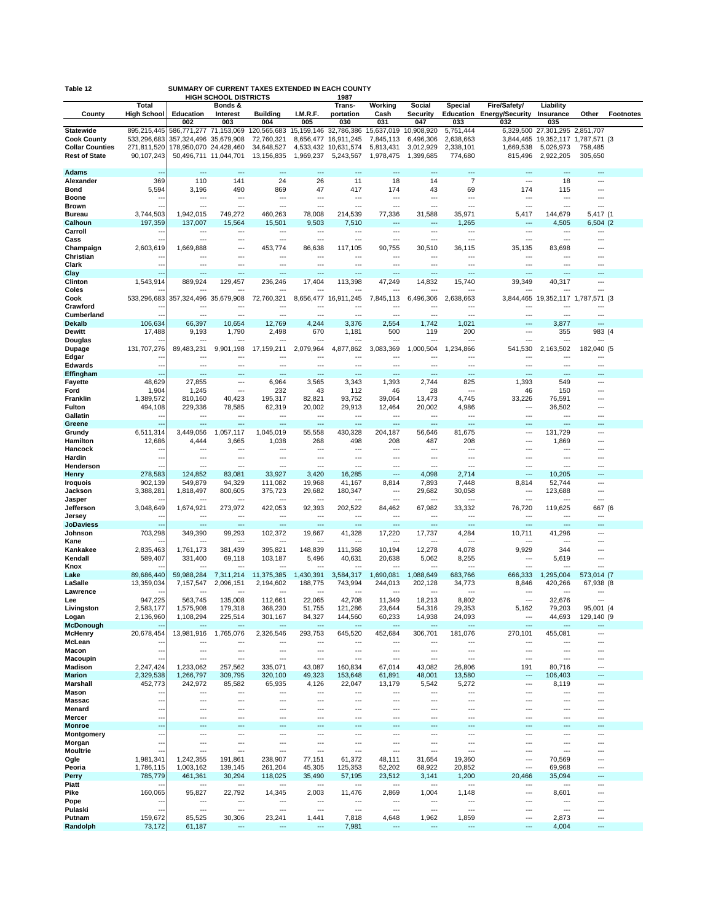Table 12 SUMMARY OF CURRENT TAXES EXTENDED IN EACH COUNTY

HIGH SCHOOL DISTRICTS 1987

| County | Total High School | Education 002 | Bonds & Interest 003 | Building 004 | I.M.R.F. 005 | Trans-portation 030 | Working Cash 031 | Social Security 047 | Special Education 033 | Fire/Safety/ Energy/Security 032 | Liability Insurance 035 | Other | Footnotes |
|---|---|---|---|---|---|---|---|---|---|---|---|---|---|
| **Statewide** | 895,215,445 | 586,771,277 | 71,153,069 | 120,565,683 | 15,159,146 | 32,786,386 | 15,637,019 | 10,908,920 | 5,751,444 | 6,329,500 | 27,301,295 | 2,851,707 | |
| **Cook County** | 533,296,683 | 357,324,496 | 35,679,908 | 72,760,321 | 8,656,477 | 16,911,245 | 7,845,113 | 6,496,306 | 2,638,663 | 3,844,465 | 19,352,117 | 1,787,571 | (3 |
| **Collar Counties** | 271,811,520 | 178,950,070 | 24,428,460 | 34,648,527 | 4,533,432 | 10,631,574 | 5,813,431 | 3,012,929 | 2,338,101 | 1,669,538 | 5,026,973 | 758,485 | |
| **Rest of State** | 90,107,243 | 50,496,711 | 11,044,701 | 13,156,835 | 1,969,237 | 5,243,567 | 1,978,475 | 1,399,685 | 774,680 | 815,496 | 2,922,205 | 305,650 | |
| **Adams** | --- | --- | --- | --- | --- | --- | --- | --- | --- | --- | --- | --- | |
| **Alexander** | 369 | 110 | 141 | 24 | 26 | 11 | 18 | 14 | 7 | --- | 18 | --- | |
| **Bond** | 5,594 | 3,196 | 490 | 869 | 47 | 417 | 174 | 43 | 69 | 174 | 115 | --- | |
| **Boone** | --- | --- | --- | --- | --- | --- | --- | --- | --- | --- | --- | --- | |
| **Brown** | --- | --- | --- | --- | --- | --- | --- | --- | --- | --- | --- | --- | |
| **Bureau** | 3,744,503 | 1,942,015 | 749,272 | 460,263 | 78,008 | 214,539 | 77,336 | 31,588 | 35,971 | 5,417 | 144,679 | 5,417 | (1 |
| **Calhoun** | 197,359 | 137,007 | 15,564 | 15,501 | 9,503 | 7,510 | --- | --- | 1,265 | --- | 4,505 | 6,504 | (2 |
| **Carroll** | --- | --- | --- | --- | --- | --- | --- | --- | --- | --- | --- | --- | |
| **Cass** | --- | --- | --- | --- | --- | --- | --- | --- | --- | --- | --- | --- | |
| **Champaign** | 2,603,619 | 1,669,888 | --- | 453,774 | 86,638 | 117,105 | 90,755 | 30,510 | 36,115 | 35,135 | 83,698 | --- | |
| **Christian** | --- | --- | --- | --- | --- | --- | --- | --- | --- | --- | --- | --- | |
| **Clark** | --- | --- | --- | --- | --- | --- | --- | --- | --- | --- | --- | --- | |
| **Clay** | --- | --- | --- | --- | --- | --- | --- | --- | --- | --- | --- | --- | |
| **Clinton** | 1,543,914 | 889,924 | 129,457 | 236,246 | 17,404 | 113,398 | 47,249 | 14,832 | 15,740 | 39,349 | 40,317 | --- | |
| **Coles** | --- | --- | --- | --- | --- | --- | --- | --- | --- | --- | --- | --- | |
| **Cook** | 533,296,683 | 357,324,496 | 35,679,908 | 72,760,321 | 8,656,477 | 16,911,245 | 7,845,113 | 6,496,306 | 2,638,663 | 3,844,465 | 19,352,117 | 1,787,571 | (3 |
| **Crawford** | --- | --- | --- | --- | --- | --- | --- | --- | --- | --- | --- | --- | |
| **Cumberland** | --- | --- | --- | --- | --- | --- | --- | --- | --- | --- | --- | --- | |
| **Dekalb** | 106,634 | 66,397 | 10,654 | 12,769 | 4,244 | 3,376 | 2,554 | 1,742 | 1,021 | --- | 3,877 | --- | |
| **Dewitt** | 17,488 | 9,193 | 1,790 | 2,498 | 670 | 1,181 | 500 | 119 | 200 | --- | 355 | 983 | (4 |
| **Douglas** | --- | --- | --- | --- | --- | --- | --- | --- | --- | --- | --- | --- | |
| **Dupage** | 131,707,276 | 89,483,231 | 9,901,198 | 17,159,211 | 2,079,964 | 4,877,862 | 3,083,369 | 1,000,504 | 1,234,866 | 541,530 | 2,163,502 | 182,040 | (5 |
| **Edgar** | --- | --- | --- | --- | --- | --- | --- | --- | --- | --- | --- | --- | |
| **Edwards** | --- | --- | --- | --- | --- | --- | --- | --- | --- | --- | --- | --- | |
| **Effingham** | --- | --- | --- | --- | --- | --- | --- | --- | --- | --- | --- | --- | |
| **Fayette** | 48,629 | 27,855 | --- | 6,964 | 3,565 | 3,343 | 1,393 | 2,744 | 825 | 1,393 | 549 | --- | |
| **Ford** | 1,904 | 1,245 | --- | 232 | 43 | 112 | 46 | 28 | --- | 46 | 150 | --- | |
| **Franklin** | 1,389,572 | 810,160 | 40,423 | 195,317 | 82,821 | 93,752 | 39,064 | 13,473 | 4,745 | 33,226 | 76,591 | --- | |
| **Fulton** | 494,108 | 229,336 | 78,585 | 62,319 | 20,002 | 29,913 | 12,464 | 20,002 | 4,986 | --- | 36,502 | --- | |
| **Gallatin** | --- | --- | --- | --- | --- | --- | --- | --- | --- | --- | --- | --- | |
| **Greene** | --- | --- | --- | --- | --- | --- | --- | --- | --- | --- | --- | --- | |
| **Grundy** | 6,511,314 | 3,449,056 | 1,057,117 | 1,045,019 | 55,558 | 430,328 | 204,187 | 56,646 | 81,675 | --- | 131,729 | --- | |
| **Hamilton** | 12,686 | 4,444 | 3,665 | 1,038 | 268 | 498 | 208 | 487 | 208 | --- | 1,869 | --- | |
| **Hancock** | --- | --- | --- | --- | --- | --- | --- | --- | --- | --- | --- | --- | |
| **Hardin** | --- | --- | --- | --- | --- | --- | --- | --- | --- | --- | --- | --- | |
| **Henderson** | --- | --- | --- | --- | --- | --- | --- | --- | --- | --- | --- | --- | |
| **Henry** | 278,583 | 124,852 | 83,081 | 33,927 | 3,420 | 16,285 | --- | 4,098 | 2,714 | --- | 10,205 | --- | |
| **Iroquois** | 902,139 | 549,879 | 94,329 | 111,082 | 19,968 | 41,167 | 8,814 | 7,893 | 7,448 | 8,814 | 52,744 | --- | |
| **Jackson** | 3,388,281 | 1,818,497 | 800,605 | 375,723 | 29,682 | 180,347 | --- | 29,682 | 30,058 | --- | 123,688 | --- | |
| **Jasper** | --- | --- | --- | --- | --- | --- | --- | --- | --- | --- | --- | --- | |
| **Jefferson** | 3,048,649 | 1,674,921 | 273,972 | 422,053 | 92,393 | 202,522 | 84,462 | 67,982 | 33,332 | 76,720 | 119,625 | 667 | (6 |
| **Jersey** | --- | --- | --- | --- | --- | --- | --- | --- | --- | --- | --- | --- | |
| **JoDaviess** | --- | --- | --- | --- | --- | --- | --- | --- | --- | --- | --- | --- | |
| **Johnson** | 703,298 | 349,390 | 99,293 | 102,372 | 19,667 | 41,328 | 17,220 | 17,737 | 4,284 | 10,711 | 41,296 | --- | |
| **Kane** | --- | --- | --- | --- | --- | --- | --- | --- | --- | --- | --- | --- | |
| **Kankakee** | 2,835,463 | 1,761,173 | 381,439 | 395,821 | 148,839 | 111,368 | 10,194 | 12,278 | 4,078 | 9,929 | 344 | --- | |
| **Kendall** | 589,407 | 331,400 | 69,118 | 103,187 | 5,496 | 40,631 | 20,638 | 5,062 | 8,255 | --- | 5,619 | --- | |
| **Knox** | --- | --- | --- | --- | --- | --- | --- | --- | --- | --- | --- | --- | |
| **Lake** | 89,686,440 | 59,988,284 | 7,311,214 | 11,375,385 | 1,430,391 | 3,584,317 | 1,690,081 | 1,088,649 | 683,766 | 666,333 | 1,295,004 | 573,014 | (7 |
| **LaSalle** | 13,359,034 | 7,157,547 | 2,096,151 | 2,194,602 | 188,775 | 743,994 | 244,013 | 202,128 | 34,773 | 8,846 | 420,266 | 67,938 | (8 |
| **Lawrence** | --- | --- | --- | --- | --- | --- | --- | --- | --- | --- | --- | --- | |
| **Lee** | 947,225 | 563,745 | 135,008 | 112,661 | 22,065 | 42,708 | 11,349 | 18,213 | 8,802 | --- | 32,676 | --- | |
| **Livingston** | 2,583,177 | 1,575,908 | 179,318 | 368,230 | 51,755 | 121,286 | 23,644 | 54,316 | 29,353 | 5,162 | 79,203 | 95,001 | (4 |
| **Logan** | 2,136,960 | 1,108,294 | 225,514 | 301,167 | 84,327 | 144,560 | 60,233 | 14,938 | 24,093 | --- | 44,693 | 129,140 | (9 |
| **McDonough** | --- | --- | --- | --- | --- | --- | --- | --- | --- | --- | --- | --- | |
| **McHenry** | 20,678,454 | 13,981,916 | 1,765,076 | 2,326,546 | 293,753 | 645,520 | 452,684 | 306,701 | 181,076 | 270,101 | 455,081 | --- | |
| **McLean** | --- | --- | --- | --- | --- | --- | --- | --- | --- | --- | --- | --- | |
| **Macon** | --- | --- | --- | --- | --- | --- | --- | --- | --- | --- | --- | --- | |
| **Macoupin** | --- | --- | --- | --- | --- | --- | --- | --- | --- | --- | --- | --- | |
| **Madison** | 2,247,424 | 1,233,062 | 257,562 | 335,071 | 43,087 | 160,834 | 67,014 | 43,082 | 26,806 | 191 | 80,716 | --- | |
| **Marion** | 2,329,538 | 1,266,797 | 309,795 | 320,100 | 49,323 | 153,648 | 61,891 | 48,001 | 13,580 | --- | 106,403 | --- | |
| **Marshall** | 452,773 | 242,972 | 85,582 | 65,935 | 4,126 | 22,047 | 13,179 | 5,542 | 5,272 | --- | 8,119 | --- | |
| **Mason** | --- | --- | --- | --- | --- | --- | --- | --- | --- | --- | --- | --- | |
| **Massac** | --- | --- | --- | --- | --- | --- | --- | --- | --- | --- | --- | --- | |
| **Menard** | --- | --- | --- | --- | --- | --- | --- | --- | --- | --- | --- | --- | |
| **Mercer** | --- | --- | --- | --- | --- | --- | --- | --- | --- | --- | --- | --- | |
| **Monroe** | --- | --- | --- | --- | --- | --- | --- | --- | --- | --- | --- | --- | |
| **Montgomery** | --- | --- | --- | --- | --- | --- | --- | --- | --- | --- | --- | --- | |
| **Morgan** | --- | --- | --- | --- | --- | --- | --- | --- | --- | --- | --- | --- | |
| **Moultrie** | --- | --- | --- | --- | --- | --- | --- | --- | --- | --- | --- | --- | |
| **Ogle** | 1,981,341 | 1,242,355 | 191,861 | 238,907 | 77,151 | 61,372 | 48,111 | 31,654 | 19,360 | --- | 70,569 | --- | |
| **Peoria** | 1,786,115 | 1,003,162 | 139,145 | 261,204 | 45,305 | 125,353 | 52,202 | 68,922 | 20,852 | --- | 69,968 | --- | |
| **Perry** | 785,779 | 461,361 | 30,294 | 118,025 | 35,490 | 57,195 | 23,512 | 3,141 | 1,200 | 20,466 | 35,094 | --- | |
| **Piatt** | --- | --- | --- | --- | --- | --- | --- | --- | --- | --- | --- | --- | |
| **Pike** | 160,065 | 95,827 | 22,792 | 14,345 | 2,003 | 11,476 | 2,869 | 1,004 | 1,148 | --- | 8,601 | --- | |
| **Pope** | --- | --- | --- | --- | --- | --- | --- | --- | --- | --- | --- | --- | |
| **Pulaski** | --- | --- | --- | --- | --- | --- | --- | --- | --- | --- | --- | --- | |
| **Putnam** | 159,672 | 85,525 | 30,306 | 23,241 | 1,441 | 7,818 | 4,648 | 1,962 | 1,859 | --- | 2,873 | --- | |
| **Randolph** | 73,172 | 61,187 | --- | --- | --- | 7,981 | --- | --- | --- | --- | 4,004 | --- | |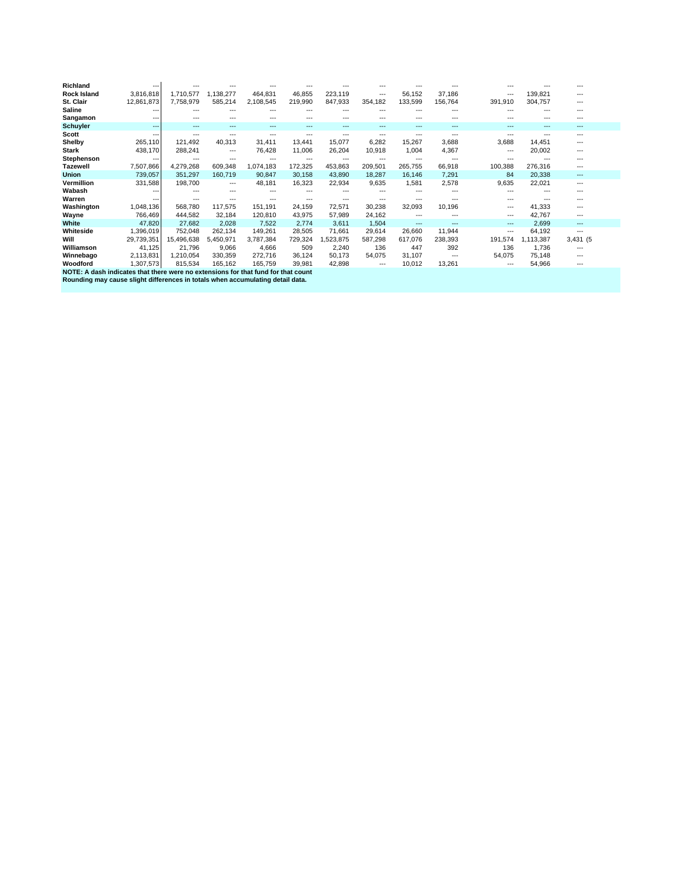| | | | | | | | | | | | | |
|---|---|---|---|---|---|---|---|---|---|---|---|---|
| **Richland** | --- | --- | --- | --- | --- | --- | --- | --- | --- | --- | --- | --- |
| **Rock Island** | 3,816,818 | 1,710,577 | 1,138,277 | 464,831 | 46,855 | 223,119 | --- | 56,152 | 37,186 | --- | 139,821 | --- |
| **St. Clair** | 12,861,873 | 7,758,979 | 585,214 | 2,108,545 | 219,990 | 847,933 | 354,182 | 133,599 | 156,764 | 391,910 | 304,757 | --- |
| **Saline** | --- | --- | --- | --- | --- | --- | --- | --- | --- | --- | --- | --- |
| **Sangamon** | --- | --- | --- | --- | --- | --- | --- | --- | --- | --- | --- | --- |
| **Schuyler** | --- | --- | --- | --- | --- | --- | --- | --- | --- | --- | --- | --- |
| **Scott** | --- | --- | --- | --- | --- | --- | --- | --- | --- | --- | --- | --- |
| **Shelby** | 265,110 | 121,492 | 40,313 | 31,411 | 13,441 | 15,077 | 6,282 | 15,267 | 3,688 | 3,688 | 14,451 | --- |
| **Stark** | 438,170 | 288,241 | --- | 76,428 | 11,006 | 26,204 | 10,918 | 1,004 | 4,367 | --- | 20,002 | --- |
| **Stephenson** | --- | --- | --- | --- | --- | --- | --- | --- | --- | --- | --- | --- |
| **Tazewell** | 7,507,866 | 4,279,268 | 609,348 | 1,074,183 | 172,325 | 453,863 | 209,501 | 265,755 | 66,918 | 100,388 | 276,316 | --- |
| **Union** | 739,057 | 351,297 | 160,719 | 90,847 | 30,158 | 43,890 | 18,287 | 16,146 | 7,291 | 84 | 20,338 | --- |
| **Vermillion** | 331,588 | 198,700 | --- | 48,181 | 16,323 | 22,934 | 9,635 | 1,581 | 2,578 | 9,635 | 22,021 | --- |
| **Wabash** | --- | --- | --- | --- | --- | --- | --- | --- | --- | --- | --- | --- |
| **Warren** | --- | --- | --- | --- | --- | --- | --- | --- | --- | --- | --- | --- |
| **Washington** | 1,048,136 | 568,780 | 117,575 | 151,191 | 24,159 | 72,571 | 30,238 | 32,093 | 10,196 | --- | 41,333 | --- |
| **Wayne** | 766,469 | 444,582 | 32,184 | 120,810 | 43,975 | 57,989 | 24,162 | --- | --- | --- | 42,767 | --- |
| **White** | 47,820 | 27,682 | 2,028 | 7,522 | 2,774 | 3,611 | 1,504 | --- | --- | --- | 2,699 | --- |
| **Whiteside** | 1,396,019 | 752,048 | 262,134 | 149,261 | 28,505 | 71,661 | 29,614 | 26,660 | 11,944 | --- | 64,192 | --- |
| **Will** | 29,739,351 | 15,496,638 | 5,450,971 | 3,787,384 | 729,324 | 1,523,875 | 587,298 | 617,076 | 238,393 | 191,574 | 1,113,387 | 3,431 (5 |
| **Williamson** | 41,125 | 21,796 | 9,066 | 4,666 | 509 | 2,240 | 136 | 447 | 392 | 136 | 1,736 | --- |
| **Winnebago** | 2,113,831 | 1,210,054 | 330,359 | 272,716 | 36,124 | 50,173 | 54,075 | 31,107 | --- | 54,075 | 75,148 | --- |
| **Woodford** | 1,307,573 | 815,534 | 165,162 | 165,759 | 39,981 | 42,898 | --- | 10,012 | 13,261 | --- | 54,966 | --- |

**NOTE: A dash indicates that there were no extensions for that fund for that count**

**Rounding may cause slight differences in totals when accumulating detail data.**